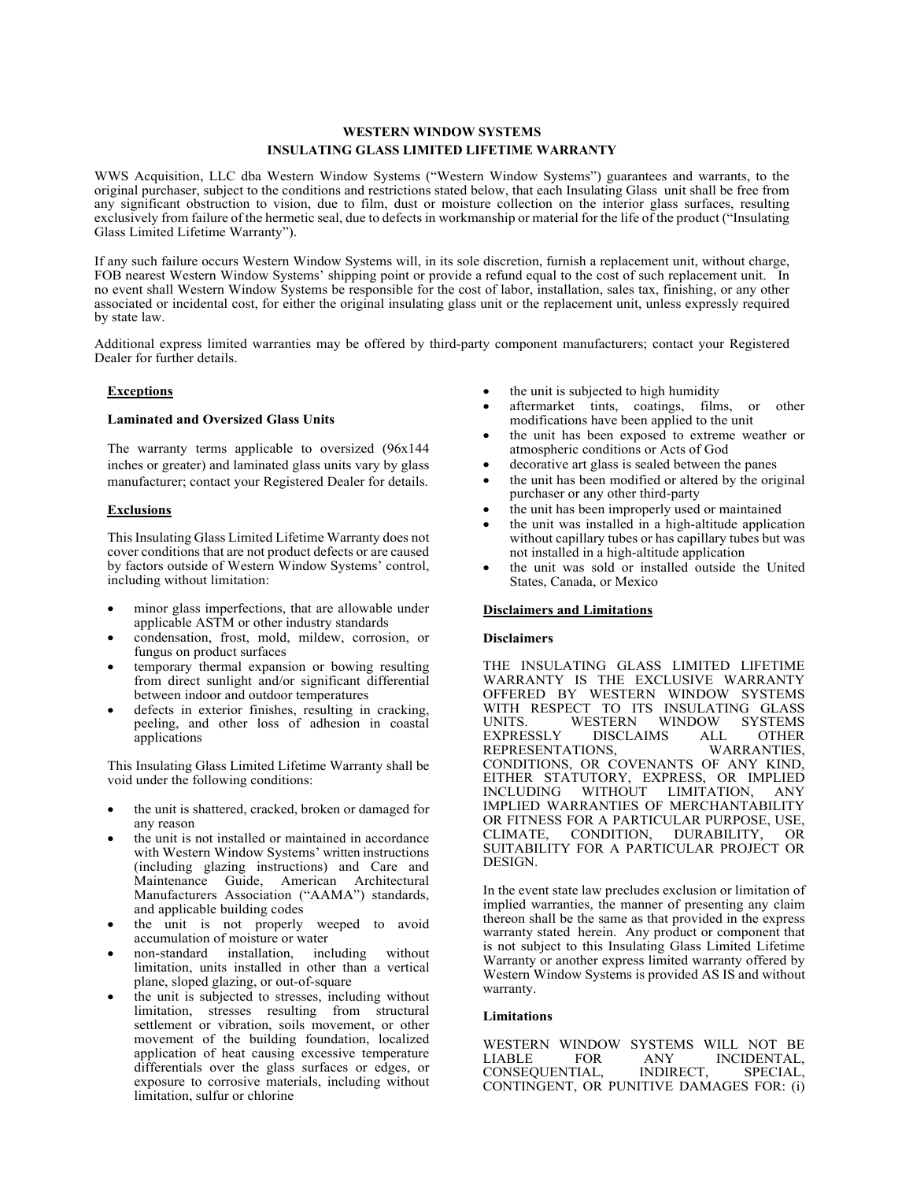# WESTERN WINDOW SYSTEMS
## INSULATING GLASS LIMITED LIFETIME WARRANTY

WWS Acquisition, LLC dba Western Window Systems ("Western Window Systems") guarantees and warrants, to the original purchaser, subject to the conditions and restrictions stated below, that each Insulating Glass unit shall be free from any significant obstruction to vision, due to film, dust or moisture collection on the interior glass surfaces, resulting exclusively from failure of the hermetic seal, due to defects in workmanship or material for the life of the product ("Insulating Glass Limited Lifetime Warranty").

If any such failure occurs Western Window Systems will, in its sole discretion, furnish a replacement unit, without charge, FOB nearest Western Window Systems' shipping point or provide a refund equal to the cost of such replacement unit. In no event shall Western Window Systems be responsible for the cost of labor, installation, sales tax, finishing, or any other associated or incidental cost, for either the original insulating glass unit or the replacement unit, unless expressly required by state law.

Additional express limited warranties may be offered by third-party component manufacturers; contact your Registered Dealer for further details.

### Exceptions

**Laminated and Oversized Glass Units**

The warranty terms applicable to oversized (96x144 inches or greater) and laminated glass units vary by glass manufacturer; contact your Registered Dealer for details.

### Exclusions

This Insulating Glass Limited Lifetime Warranty does not cover conditions that are not product defects or are caused by factors outside of Western Window Systems' control, including without limitation:

- minor glass imperfections, that are allowable under applicable ASTM or other industry standards
- condensation, frost, mold, mildew, corrosion, or fungus on product surfaces
- temporary thermal expansion or bowing resulting from direct sunlight and/or significant differential between indoor and outdoor temperatures
- defects in exterior finishes, resulting in cracking, peeling, and other loss of adhesion in coastal applications

This Insulating Glass Limited Lifetime Warranty shall be void under the following conditions:

- the unit is shattered, cracked, broken or damaged for any reason
- the unit is not installed or maintained in accordance with Western Window Systems' written instructions (including glazing instructions) and Care and Maintenance Guide, American Architectural Manufacturers Association ("AAMA") standards, and applicable building codes
- the unit is not properly weeped to avoid accumulation of moisture or water
- non-standard installation, including without limitation, units installed in other than a vertical plane, sloped glazing, or out-of-square
- the unit is subjected to stresses, including without limitation, stresses resulting from structural settlement or vibration, soils movement, or other movement of the building foundation, localized application of heat causing excessive temperature differentials over the glass surfaces or edges, or exposure to corrosive materials, including without limitation, sulfur or chlorine
- the unit is subjected to high humidity
- aftermarket tints, coatings, films, or other modifications have been applied to the unit
- the unit has been exposed to extreme weather or atmospheric conditions or Acts of God
- decorative art glass is sealed between the panes
- the unit has been modified or altered by the original purchaser or any other third-party
- the unit has been improperly used or maintained
- the unit was installed in a high-altitude application without capillary tubes or has capillary tubes but was not installed in a high-altitude application
- the unit was sold or installed outside the United States, Canada, or Mexico

### Disclaimers and Limitations

**Disclaimers**

THE INSULATING GLASS LIMITED LIFETIME WARRANTY IS THE EXCLUSIVE WARRANTY OFFERED BY WESTERN WINDOW SYSTEMS WITH RESPECT TO ITS INSULATING GLASS UNITS. WESTERN WINDOW SYSTEMS EXPRESSLY DISCLAIMS ALL OTHER REPRESENTATIONS, WARRANTIES, CONDITIONS, OR COVENANTS OF ANY KIND, EITHER STATUTORY, EXPRESS, OR IMPLIED INCLUDING WITHOUT LIMITATION, ANY IMPLIED WARRANTIES OF MERCHANTABILITY OR FITNESS FOR A PARTICULAR PURPOSE, USE, CLIMATE, CONDITION, DURABILITY, OR SUITABILITY FOR A PARTICULAR PROJECT OR DESIGN.

In the event state law precludes exclusion or limitation of implied warranties, the manner of presenting any claim thereon shall be the same as that provided in the express warranty stated herein. Any product or component that is not subject to this Insulating Glass Limited Lifetime Warranty or another express limited warranty offered by Western Window Systems is provided AS IS and without warranty.

**Limitations**

WESTERN WINDOW SYSTEMS WILL NOT BE LIABLE FOR ANY INCIDENTAL, CONSEQUENTIAL, INDIRECT, SPECIAL, CONTINGENT, OR PUNITIVE DAMAGES FOR: (i)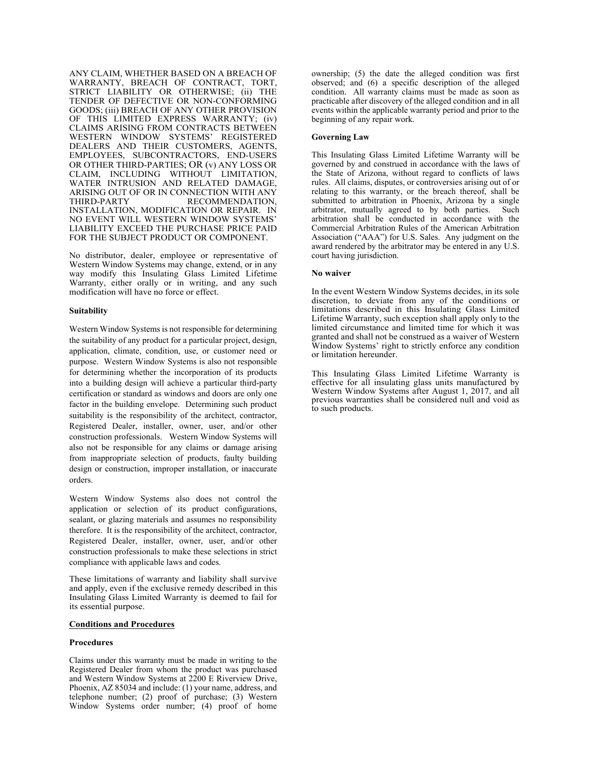ANY CLAIM, WHETHER BASED ON A BREACH OF WARRANTY, BREACH OF CONTRACT, TORT, STRICT LIABILITY OR OTHERWISE; (ii) THE TENDER OF DEFECTIVE OR NON-CONFORMING GOODS; (iii) BREACH OF ANY OTHER PROVISION OF THIS LIMITED EXPRESS WARRANTY; (iv) CLAIMS ARISING FROM CONTRACTS BETWEEN WESTERN WINDOW SYSTEMS' REGISTERED DEALERS AND THEIR CUSTOMERS, AGENTS, EMPLOYEES, SUBCONTRACTORS, END-USERS OR OTHER THIRD-PARTIES; OR (v) ANY LOSS OR CLAIM, INCLUDING WITHOUT LIMITATION, WATER INTRUSION AND RELATED DAMAGE, ARISING OUT OF OR IN CONNECTION WITH ANY THIRD-PARTY RECOMMENDATION, INSTALLATION, MODIFICATION OR REPAIR. IN NO EVENT WILL WESTERN WINDOW SYSTEMS' LIABILITY EXCEED THE PURCHASE PRICE PAID FOR THE SUBJECT PRODUCT OR COMPONENT.

No distributor, dealer, employee or representative of Western Window Systems may change, extend, or in any way modify this Insulating Glass Limited Lifetime Warranty, either orally or in writing, and any such modification will have no force or effect.

**Suitability**

Western Window Systems is not responsible for determining the suitability of any product for a particular project, design, application, climate, condition, use, or customer need or purpose. Western Window Systems is also not responsible for determining whether the incorporation of its products into a building design will achieve a particular third-party certification or standard as windows and doors are only one factor in the building envelope. Determining such product suitability is the responsibility of the architect, contractor, Registered Dealer, installer, owner, user, and/or other construction professionals. Western Window Systems will also not be responsible for any claims or damage arising from inappropriate selection of products, faulty building design or construction, improper installation, or inaccurate orders.

Western Window Systems also does not control the application or selection of its product configurations, sealant, or glazing materials and assumes no responsibility therefore. It is the responsibility of the architect, contractor, Registered Dealer, installer, owner, user, and/or other construction professionals to make these selections in strict compliance with applicable laws and codes.

These limitations of warranty and liability shall survive and apply, even if the exclusive remedy described in this Insulating Glass Limited Warranty is deemed to fail for its essential purpose.

## Conditions and Procedures

**Procedures**

Claims under this warranty must be made in writing to the Registered Dealer from whom the product was purchased and Western Window Systems at 2200 E Riverview Drive, Phoenix, AZ 85034 and include: (1) your name, address, and telephone number; (2) proof of purchase; (3) Western Window Systems order number; (4) proof of home ownership; (5) the date the alleged condition was first observed; and (6) a specific description of the alleged condition. All warranty claims must be made as soon as practicable after discovery of the alleged condition and in all events within the applicable warranty period and prior to the beginning of any repair work.

**Governing Law**

This Insulating Glass Limited Lifetime Warranty will be governed by and construed in accordance with the laws of the State of Arizona, without regard to conflicts of laws rules. All claims, disputes, or controversies arising out of or relating to this warranty, or the breach thereof, shall be submitted to arbitration in Phoenix, Arizona by a single arbitrator, mutually agreed to by both parties. Such arbitration shall be conducted in accordance with the Commercial Arbitration Rules of the American Arbitration Association ("AAA") for U.S. Sales. Any judgment on the award rendered by the arbitrator may be entered in any U.S. court having jurisdiction.

**No waiver**

In the event Western Window Systems decides, in its sole discretion, to deviate from any of the conditions or limitations described in this Insulating Glass Limited Lifetime Warranty, such exception shall apply only to the limited circumstance and limited time for which it was granted and shall not be construed as a waiver of Western Window Systems' right to strictly enforce any condition or limitation hereunder.

This Insulating Glass Limited Lifetime Warranty is effective for all insulating glass units manufactured by Western Window Systems after August 1, 2017, and all previous warranties shall be considered null and void as to such products.